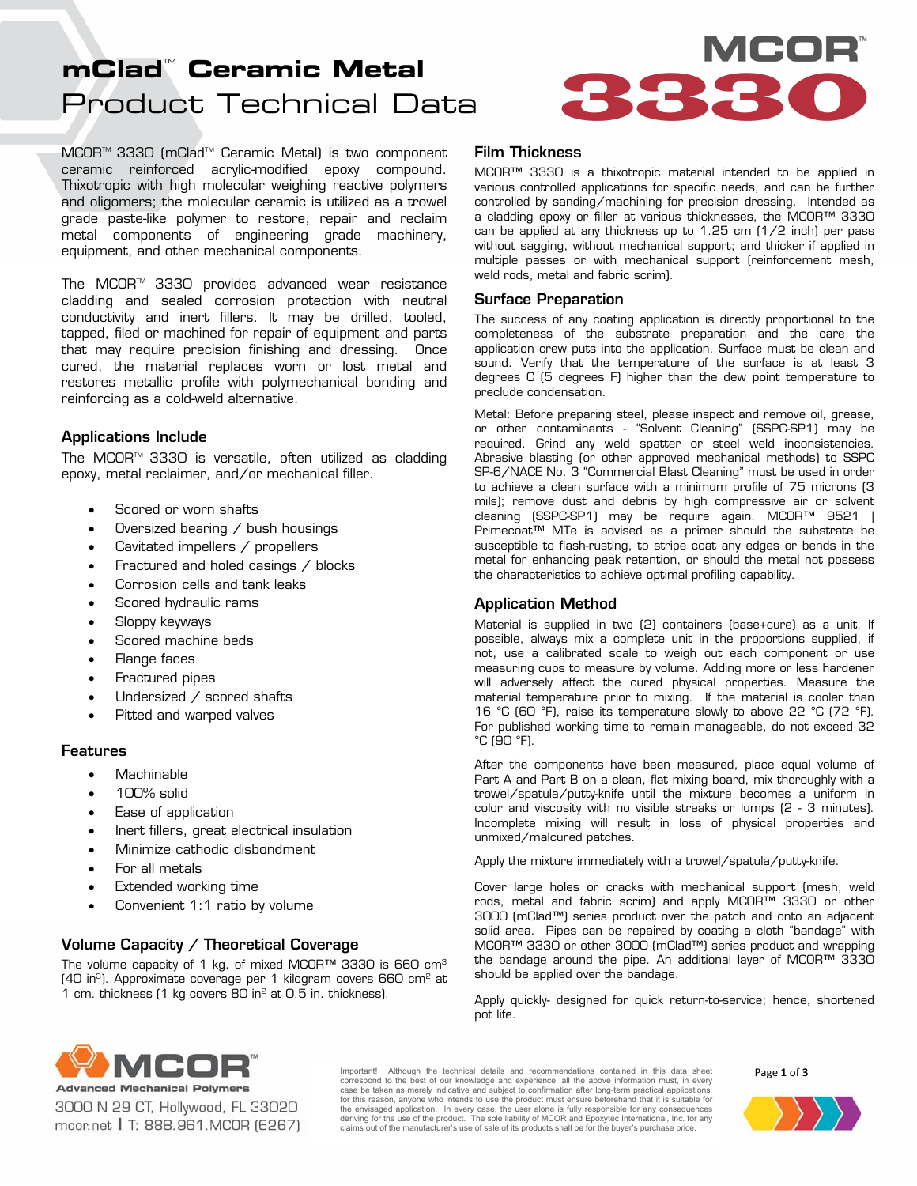# mClad™ Ceramic Metal
## Product Technical Data

# MCOR™ 3330

MCOR™ 3330 (mClad™ Ceramic Metal) is two component ceramic reinforced acrylic-modified epoxy compound. Thixotropic with high molecular weighing reactive polymers and oligomers; the molecular ceramic is utilized as a trowel grade paste-like polymer to restore, repair and reclaim metal components of engineering grade machinery, equipment, and other mechanical components.

The MCOR™ 3330 provides advanced wear resistance cladding and sealed corrosion protection with neutral conductivity and inert fillers. It may be drilled, tooled, tapped, filed or machined for repair of equipment and parts that may require precision finishing and dressing. Once cured, the material replaces worn or lost metal and restores metallic profile with polymechanical bonding and reinforcing as a cold-weld alternative.

### Applications Include

The MCOR™ 3330 is versatile, often utilized as cladding epoxy, metal reclaimer, and/or mechanical filler.

- Scored or worn shafts
- Oversized bearing / bush housings
- Cavitated impellers / propellers
- Fractured and holed casings / blocks
- Corrosion cells and tank leaks
- Scored hydraulic rams
- Sloppy keyways
- Scored machine beds
- Flange faces
- Fractured pipes
- Undersized / scored shafts
- Pitted and warped valves

### Features

- Machinable
- 100% solid
- Ease of application
- Inert fillers, great electrical insulation
- Minimize cathodic disbondment
- For all metals
- Extended working time
- Convenient 1:1 ratio by volume

### Volume Capacity / Theoretical Coverage

The volume capacity of 1 kg. of mixed MCOR™ 3330 is 660 $cm^3$ (40 $in^3$). Approximate coverage per 1 kilogram covers 660 $cm^2$ at 1 cm. thickness (1 kg covers 80 $in^2$ at 0.5 in. thickness).

### Film Thickness

MCOR™ 3330 is a thixotropic material intended to be applied in various controlled applications for specific needs, and can be further controlled by sanding/machining for precision dressing. Intended as a cladding epoxy or filler at various thicknesses, the MCOR™ 3330 can be applied at any thickness up to 1.25 cm (1/2 inch) per pass without sagging, without mechanical support; and thicker if applied in multiple passes or with mechanical support (reinforcement mesh, weld rods, metal and fabric scrim).

### Surface Preparation

The success of any coating application is directly proportional to the completeness of the substrate preparation and the care the application crew puts into the application. Surface must be clean and sound. Verify that the temperature of the surface is at least 3 degrees C (5 degrees F) higher than the dew point temperature to preclude condensation.

Metal: Before preparing steel, please inspect and remove oil, grease, or other contaminants - "Solvent Cleaning" (SSPC-SP1) may be required. Grind any weld spatter or steel weld inconsistencies. Abrasive blasting (or other approved mechanical methods) to SSPC SP-6/NACE No. 3 "Commercial Blast Cleaning" must be used in order to achieve a clean surface with a minimum profile of 75 microns (3 mils); remove dust and debris by high compressive air or solvent cleaning (SSPC-SP1) may be require again. MCOR™ 9521 | Primecoat™ MTe is advised as a primer should the substrate be susceptible to flash-rusting, to stripe coat any edges or bends in the metal for enhancing peak retention, or should the metal not possess the characteristics to achieve optimal profiling capability.

### Application Method

Material is supplied in two (2) containers (base+cure) as a unit. If possible, always mix a complete unit in the proportions supplied, if not, use a calibrated scale to weigh out each component or use measuring cups to measure by volume. Adding more or less hardener will adversely affect the cured physical properties. Measure the material temperature prior to mixing. If the material is cooler than 16 °C (60 °F), raise its temperature slowly to above 22 °C (72 °F). For published working time to remain manageable, do not exceed 32 °C (90 °F).

After the components have been measured, place equal volume of Part A and Part B on a clean, flat mixing board, mix thoroughly with a trowel/spatula/putty-knife until the mixture becomes a uniform in color and viscosity with no visible streaks or lumps (2 - 3 minutes). Incomplete mixing will result in loss of physical properties and unmixed/malcured patches.

Apply the mixture immediately with a trowel/spatula/putty-knife.

Cover large holes or cracks with mechanical support (mesh, weld rods, metal and fabric scrim) and apply MCOR™ 3330 or other 3000 (mClad™) series product over the patch and onto an adjacent solid area. Pipes can be repaired by coating a cloth "bandage" with MCOR™ 3330 or other 3000 (mClad™) series product and wrapping the bandage around the pipe. An additional layer of MCOR™ 3330 should be applied over the bandage.

Apply quickly- designed for quick return-to-service; hence, shortened pot life.

MCOR™ Advanced Mechanical Polymers
3000 N 29 CT, Hollywood, FL 33020
mcor.net | T: 888.961.MCOR (6267)

Important! Although the technical details and recommendations contained in this data sheet correspond to the best of our knowledge and experience, all the above information must, in every case be taken as merely indicative and subject to confirmation after long-term practical applications; for this reason, anyone who intends to use the product must ensure beforehand that it is suitable for the envisaged application. In every case, the user alone is fully responsible for any consequences deriving for the use of the product. The sole liability of MCOR and Epoxytec International, Inc. for any claims out of the manufacturer's use of sale of its products shall be for the buyer's purchase price.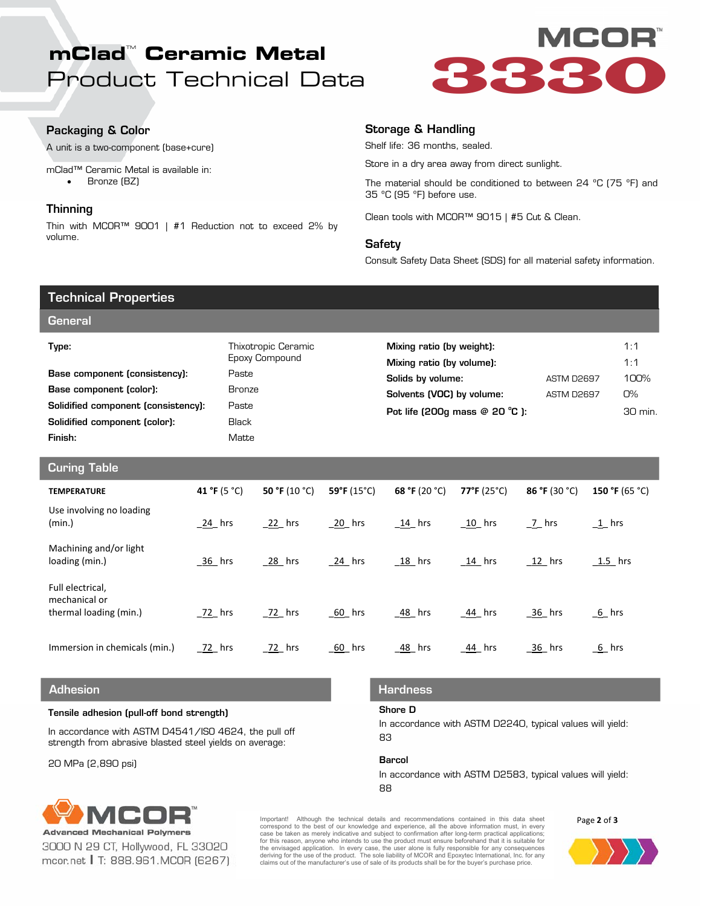# mClad™ Ceramic Metal
## Product Technical Data

**MCOR™ 3330**

### Packaging & Color

A unit is a two-component (base+cure)

mClad™ Ceramic Metal is available in:

- Bronze (BZ)

### Thinning

Thin with MCOR™ 9001 | #1 Reduction not to exceed 2% by volume.

### Storage & Handling

Shelf life: 36 months, sealed.

Store in a dry area away from direct sunlight.

The material should be conditioned to between 24 °C (75 °F) and 35 °C (95 °F) before use.

Clean tools with MCOR™ 9015 | #5 Cut & Clean.

### Safety

Consult Safety Data Sheet (SDS) for all material safety information.

## Technical Properties

### General

| | |
|---|---|
| **Type:** | Thixotropic Ceramic Epoxy Compound |
| **Base component (consistency):** | Paste |
| **Base component (color):** | Bronze |
| **Solidified component (consistency):** | Paste |
| **Solidified component (color):** | Black |
| **Finish:** | Matte |

| | | |
|---|---|---|
| **Mixing ratio (by weight):** | | 1:1 |
| **Mixing ratio (by volume):** | | 1:1 |
| **Solids by volume:** | ASTM D2697 | 100% |
| **Solvents (VOC) by volume:** | ASTM D2697 | 0% |
| **Pot life (200g mass @ 20 °C ):** | | 30 min. |

### Curing Table

| TEMPERATURE | 41 °F (5 °C) | 50 °F (10 °C) | 59°F (15°C) | 68 °F (20 °C) | 77°F (25°C) | 86 °F (30 °C) | 150 °F (65 °C) |
|---|---|---|---|---|---|---|---|
| Use involving no loading (min.) | 24 hrs | 22 hrs | 20 hrs | 14 hrs | 10 hrs | 7 hrs | 1 hrs |
| Machining and/or light loading (min.) | 36 hrs | 28 hrs | 24 hrs | 18 hrs | 14 hrs | 12 hrs | 1.5 hrs |
| Full electrical, mechanical or thermal loading (min.) | 72 hrs | 72 hrs | 60 hrs | 48 hrs | 44 hrs | 36 hrs | 6 hrs |
| Immersion in chemicals (min.) | 72 hrs | 72 hrs | 60 hrs | 48 hrs | 44 hrs | 36 hrs | 6 hrs |

### Adhesion

**Tensile adhesion (pull-off bond strength)**

In accordance with ASTM D4541/ISO 4624, the pull off strength from abrasive blasted steel yields on average:

20 MPa (2,890 psi)

### Hardness

**Shore D**

In accordance with ASTM D2240, typical values will yield:
83

**Barcol**

In accordance with ASTM D2583, typical values will yield:
88

MCOR™ Advanced Mechanical Polymers
3000 N 29 CT, Hollywood, FL 33020
mcor.net | T: 888.961.MCOR (6267)

Important! Although the technical details and recommendations contained in this data sheet correspond to the best of our knowledge and experience, all the above information must, in every case be taken as merely indicative and subject to confirmation after long-term practical applications; for this reason, anyone who intends to use the product must ensure beforehand that it is suitable for the envisaged application. In every case, the user alone is fully responsible for any consequences deriving for the use of the product. The sole liability of MCOR and Epoxytec International, Inc. for any claims out of the manufacturer's use of sale of its products shall be for the buyer's purchase price.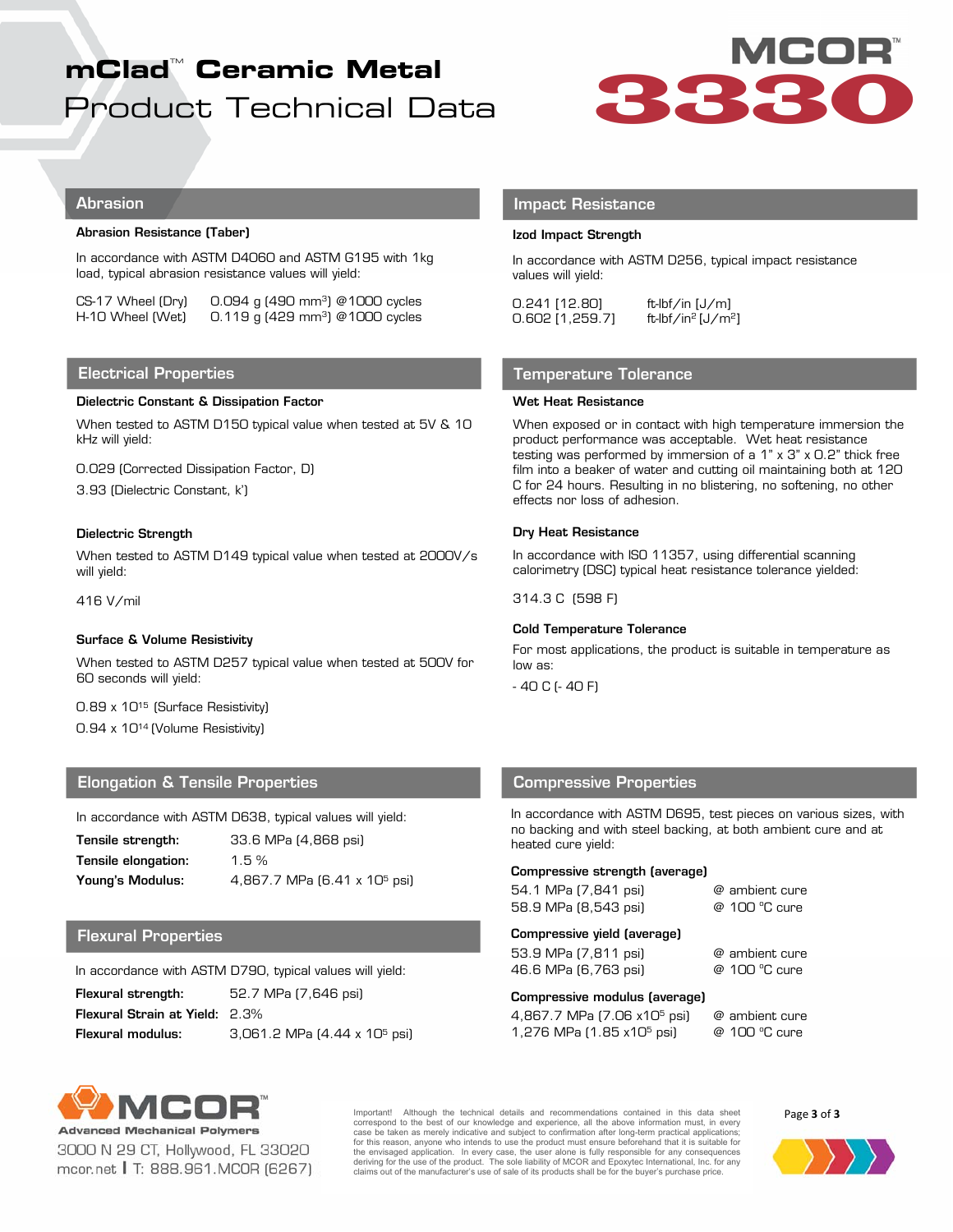# mClad™ Ceramic Metal

## Product Technical Data

**MCOR™ 3330**

## Abrasion

### Abrasion Resistance (Taber)

In accordance with ASTM D4060 and ASTM G195 with 1kg load, typical abrasion resistance values will yield:

| | |
|---|---|
| CS-17 Wheel (Dry) | 0.094 g (490 mm³) @1000 cycles |
| H-10 Wheel (Wet) | 0.119 g (429 mm³) @1000 cycles |

## Electrical Properties

### Dielectric Constant & Dissipation Factor

When tested to ASTM D150 typical value when tested at 5V & 10 kHz will yield:

0.029 (Corrected Dissipation Factor, D)

3.93 (Dielectric Constant, k')

### Dielectric Strength

When tested to ASTM D149 typical value when tested at 2000V/s will yield:

416 V/mil

### Surface & Volume Resistivity

When tested to ASTM D257 typical value when tested at 500V for 60 seconds will yield:

$0.89 \times 10^{15}$ (Surface Resistivity)

$0.94 \times 10^{14}$ (Volume Resistivity)

## Elongation & Tensile Properties

In accordance with ASTM D638, typical values will yield:

| | |
|---|---|
| **Tensile strength:** | 33.6 MPa (4,868 psi) |
| **Tensile elongation:** | 1.5 % |
| **Young's Modulus:** | 4,867.7 MPa ($6.41 \times 10^5$ psi) |

## Flexural Properties

In accordance with ASTM D790, typical values will yield:

| | |
|---|---|
| **Flexural strength:** | 52.7 MPa (7,646 psi) |
| **Flexural Strain at Yield:** | 2.3% |
| **Flexural modulus:** | 3,061.2 MPa ($4.44 \times 10^5$ psi) |

## Impact Resistance

### Izod Impact Strength

In accordance with ASTM D256, typical impact resistance values will yield:

| | |
|---|---|
| 0.241 [12.80] | ft-lbf/in [J/m] |
| 0.602 [1,259.7] | ft-lbf/in² [J/m²] |

## Temperature Tolerance

### Wet Heat Resistance

When exposed or in contact with high temperature immersion the product performance was acceptable. Wet heat resistance testing was performed by immersion of a 1" x 3" x 0.2" thick free film into a beaker of water and cutting oil maintaining both at 120 C for 24 hours. Resulting in no blistering, no softening, no other effects nor loss of adhesion.

### Dry Heat Resistance

In accordance with ISO 11357, using differential scanning calorimetry (DSC) typical heat resistance tolerance yielded:

314.3 C (598 F)

### Cold Temperature Tolerance

For most applications, the product is suitable in temperature as low as:

- 40 C (- 40 F)

## Compressive Properties

In accordance with ASTM D695, test pieces on various sizes, with no backing and with steel backing, at both ambient cure and at heated cure yield:

### Compressive strength (average)

| | |
|---|---|
| 54.1 MPa (7,841 psi) | @ ambient cure |
| 58.9 MPa (8,543 psi) | @ 100 °C cure |

### Compressive yield (average)

| | |
|---|---|
| 53.9 MPa (7,811 psi) | @ ambient cure |
| 46.6 MPa (6,763 psi) | @ 100 °C cure |

### Compressive modulus (average)

| | |
|---|---|
| 4,867.7 MPa ($7.06 \times 10^5$ psi) | @ ambient cure |
| 1,276 MPa ($1.85 \times 10^5$ psi) | @ 100 °C cure |

MCOR™ Advanced Mechanical Polymers

3000 N 29 CT, Hollywood, FL 33020

mcor.net | T: 888.961.MCOR (6267)

Important! Although the technical details and recommendations contained in this data sheet correspond to the best of our knowledge and experience, all the above information must, in every case be taken as merely indicative and subject to confirmation after long-term practical applications; for this reason, anyone who intends to use the product must ensure beforehand that it is suitable for the envisaged application. In every case, the user alone is fully responsible for any consequences deriving for the use of the product. The sole liability of MCOR and Epoxytec International, Inc. for any claims out of the manufacturer's use of sale of its products shall be for the buyer's purchase price.